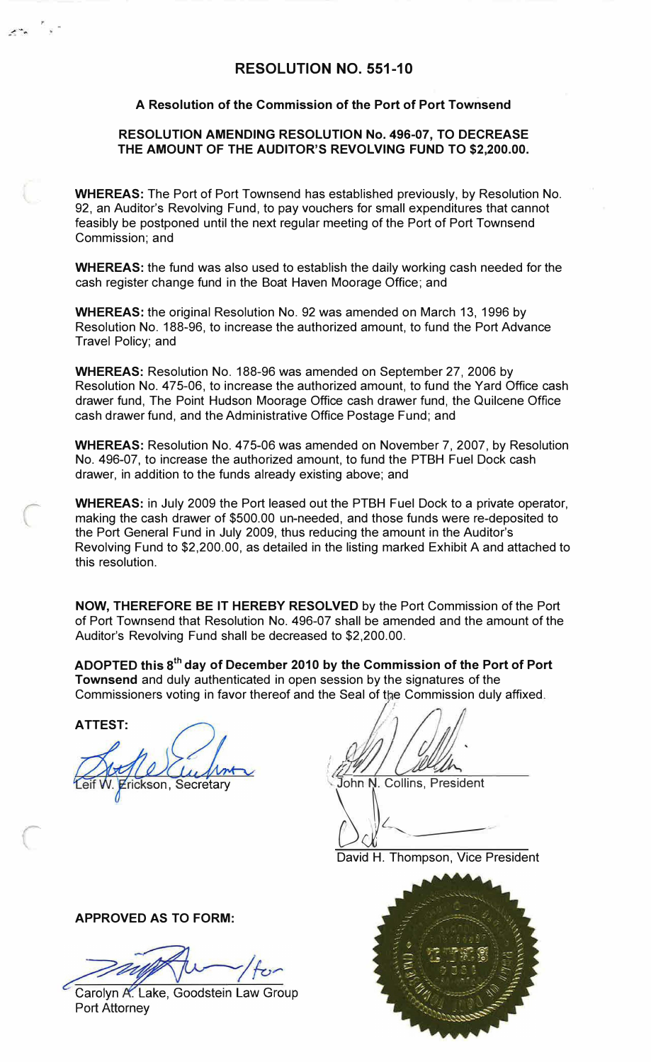# RESOLUTION NO. 551-10

### A Resolution of the Commission of the Port of Port Townsend

### RESOLUTION AMENDING RESOLUTION No. 496-07, TO DECREASE THE AMOUNT OF THE AUDITOR'S REVOLVING FUND TO $2,200.00.

**WHEREAS:** The Port of Port Townsend has established previously, by Resolution No. 92, an Auditor's Revolving Fund, to pay vouchers for small expenditures that cannot feasibly be postponed until the next regular meeting of the Port of Port Townsend Commission; and

**WHEREAS:** the fund was also used to establish the daily working cash needed for the cash register change fund in the Boat Haven Moorage Office; and

**WHEREAS:** the original Resolution No. 92 was amended on March 13, 1996 by Resolution No. 188-96, to increase the authorized amount, to fund the Port Advance Travel Policy; and

**WHEREAS:** Resolution No. 188-96 was amended on September 27, 2006 by Resolution No. 475-06, to increase the authorized amount, to fund the Yard Office cash drawer fund, The Point Hudson Moorage Office cash drawer fund, the Quilcene Office cash drawer fund, and the Administrative Office Postage Fund; and

**WHEREAS:** Resolution No. 475-06 was amended on November 7, 2007, by Resolution No. 496-07, to increase the authorized amount, to fund the PTBH Fuel Dock cash drawer, in addition to the funds already existing above; and

**WHEREAS:** in July 2009 the Port leased out the PTBH Fuel Dock to a private operator, making the cash drawer of $500.00 un-needed, and those funds were re-deposited to the Port General Fund in July 2009, thus reducing the amount in the Auditor's Revolving Fund to $2,200.00, as detailed in the listing marked Exhibit A and attached to this resolution.

**NOW, THEREFORE BE IT HEREBY RESOLVED** by the Port Commission of the Port of Port Townsend that Resolution No. 496-07 shall be amended and the amount of the Auditor's Revolving Fund shall be decreased to $2,200.00.

**ADOPTED this 8th day of December 2010 by the Commission of the Port of Port Townsend** and duly authenticated in open session by the signatures of the Commissioners voting in favor thereof and the Seal of the Commission duly affixed.

**ATTEST:**

Leif W. Erickson, Secretary

John N. Collins, President

David H. Thompson, Vice President

**APPROVED AS TO FORM:**

Carolyn A. Lake, Goodstein Law Group
Port Attorney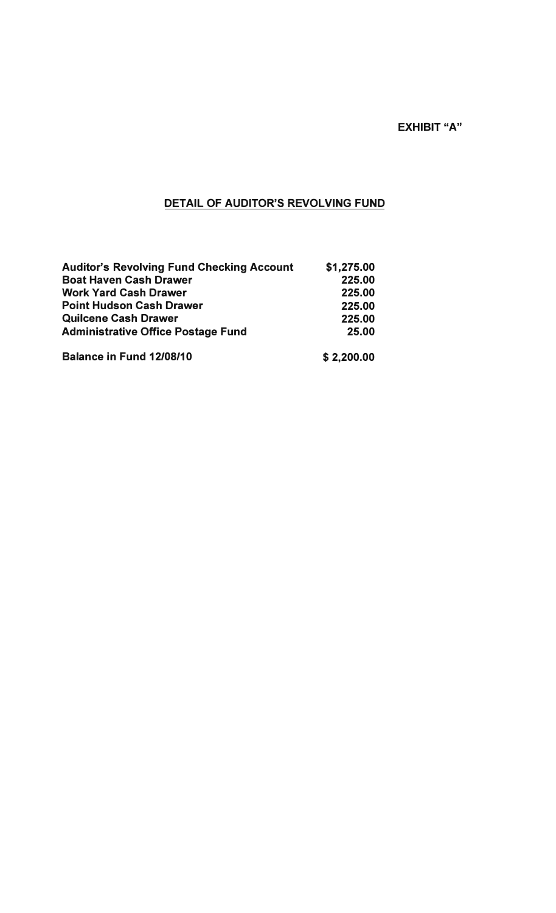**EXHIBIT "A"**

## DETAIL OF AUDITOR'S REVOLVING FUND

| | |
|---|---|
| **Auditor's Revolving Fund Checking Account** | **$1,275.00** |
| **Boat Haven Cash Drawer** | **225.00** |
| **Work Yard Cash Drawer** | **225.00** |
| **Point Hudson Cash Drawer** | **225.00** |
| **Quilcene Cash Drawer** | **225.00** |
| **Administrative Office Postage Fund** | **25.00** |
| **Balance in Fund 12/08/10** | **$ 2,200.00** |